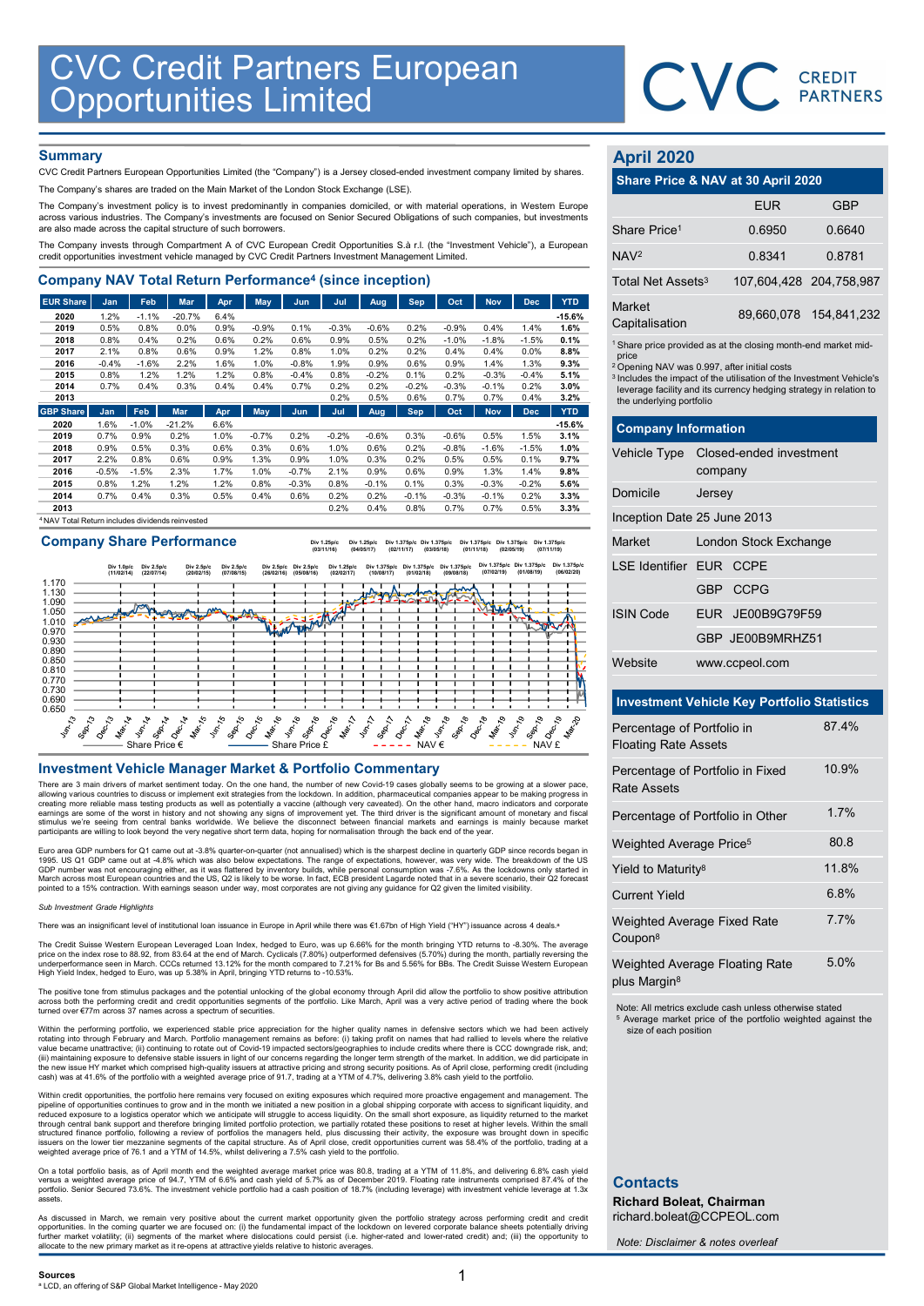# CVC Credit Partners European Opportunities Limited

## Summary

CVC Credit Partners European Opportunities Limited (the "Company") is a Jersey closed-ended investment company limited by shares.

The Company's shares are traded on the Main Market of the London Stock Exchange (LSE).

The Company's investment policy is to invest predominantly in companies domiciled, or with material operations, in Western Europe across various industries. The Company's investments are focused on Senior Secured Obligations of such companies, but investments are also made across the capital structure of such borrowers.

The Company invests through Compartment A of CVC European Credit Opportunities S.à r.l. (the "Investment Vehicle"), a European credit opportunities investment vehicle managed by CVC Credit Partners Investment Management Limited.

## Company NAV Total Return Performance[4] (since inception)

| EUR Share | Jan | Feb | Mar | Apr | May | Jun | Jul | Aug | Sep | Oct | Nov | Dec | YTD |
|---|---|---|---|---|---|---|---|---|---|---|---|---|---|
| 2020 | 1.2% | -1.1% | -20.7% | 6.4% | | | | | | | | | -15.6% |
| 2019 | 0.5% | 0.8% | 0.0% | 0.9% | -0.9% | 0.1% | -0.3% | -0.6% | 0.2% | -0.9% | 0.4% | 1.4% | 1.6% |
| 2018 | 0.8% | 0.4% | 0.2% | 0.6% | 0.2% | 0.6% | 0.9% | 0.5% | 0.2% | -1.0% | -1.8% | -1.5% | 0.1% |
| 2017 | 2.1% | 0.8% | 0.6% | 0.9% | 1.2% | 0.8% | 1.0% | 0.2% | 0.2% | 0.4% | 0.4% | 0.0% | 8.8% |
| 2016 | -0.4% | -1.6% | 2.2% | 1.6% | 1.0% | -0.8% | 1.9% | 0.9% | 0.6% | 0.9% | 1.4% | 1.3% | 9.3% |
| 2015 | 0.8% | 1.2% | 1.2% | 1.2% | 0.8% | -0.4% | 0.8% | -0.2% | 0.1% | 0.2% | -0.3% | -0.4% | 5.1% |
| 2014 | 0.7% | 0.4% | 0.3% | 0.4% | 0.4% | 0.7% | 0.2% | 0.2% | -0.2% | -0.3% | -0.1% | 0.2% | 3.0% |
| 2013 | | | | | | | 0.2% | 0.5% | 0.6% | 0.7% | 0.7% | 0.4% | 3.2% |
| **GBP Share** | **Jan** | **Feb** | **Mar** | **Apr** | **May** | **Jun** | **Jul** | **Aug** | **Sep** | **Oct** | **Nov** | **Dec** | **YTD** |
| 2020 | 1.6% | -1.0% | -21.2% | 6.6% | | | | | | | | | -15.6% |
| 2019 | 0.7% | 0.9% | 0.2% | 1.0% | -0.7% | 0.2% | -0.2% | -0.6% | 0.3% | -0.6% | 0.5% | 1.5% | 3.1% |
| 2018 | 0.9% | 0.5% | 0.3% | 0.6% | 0.3% | 0.6% | 1.0% | 0.6% | 0.2% | -0.8% | -1.6% | -1.5% | 1.0% |
| 2017 | 2.2% | 0.8% | 0.6% | 0.9% | 1.3% | 0.9% | 1.0% | 0.3% | 0.2% | 0.5% | 0.5% | 0.1% | 9.7% |
| 2016 | -0.5% | -1.5% | 2.3% | 1.7% | 1.0% | -0.7% | 2.1% | 0.9% | 0.6% | 0.9% | 1.3% | 1.4% | 9.8% |
| 2015 | 0.8% | 1.2% | 1.2% | 1.2% | 0.8% | -0.3% | 0.8% | -0.1% | 0.1% | 0.3% | -0.3% | -0.2% | 5.6% |
| 2014 | 0.7% | 0.4% | 0.3% | 0.5% | 0.4% | 0.6% | 0.2% | 0.2% | -0.1% | -0.3% | -0.1% | 0.2% | 3.3% |
| 2013 | | | | | | | 0.2% | 0.4% | 0.8% | 0.7% | 0.7% | 0.5% | 3.3% |

[4] NAV Total Return includes dividends reinvested

## Company Share Performance

Div 1.0p/c (11/02/14) · Div 2.5p/c (22/07/14) · Div 2.5p/c (20/02/15) · Div 2.5p/c (07/08/15) · Div 2.5p/c (26/02/16) · Div 2.5p/c (05/08/16) · Div 1.25p/c (03/11/16) · Div 1.25p/c (02/02/17) · Div 1.25p/c (04/05/17) · Div 1.375p/c (10/08/17) · Div 1.375p/c (02/11/17) · Div 1.375p/c (01/02/18) · Div 1.375p/c (03/05/18) · Div 1.375p/c (09/08/18) · Div 1.375p/c (01/11/18) · Div 1.375p/c (07/02/19) · Div 1.375p/c (02/05/19) · Div 1.375p/c (01/08/19) · Div 1.375p/c (07/11/19) · Div 1.375p/c (06/02/20)

Share Price € — Share Price £ — NAV € — NAV £

## Investment Vehicle Manager Market & Portfolio Commentary

There are 3 main drivers of market sentiment today. On the one hand, the number of new Covid-19 cases globally seems to be growing at a slower pace, allowing various countries to discuss or implement exit strategies from the lockdown. In addition, pharmaceutical companies appear to be making progress in creating more reliable mass testing products as well as potentially a vaccine (although very caveated). On the other hand, macro indicators and corporate earnings are some of the worst in history and not showing any signs of improvement yet. The third driver is the significant amount of monetary and fiscal stimulus we're seeing from central banks worldwide. We believe the disconnect between financial markets and earnings is mainly because market participants are willing to look beyond the very negative short term data, hoping for normalisation through the back end of the year.

Euro area GDP numbers for Q1 came out at -3.8% quarter-on-quarter (not annualised) which is the sharpest decline in quarterly GDP since records began in 1995. US Q1 GDP came out at -4.8% which was also below expectations. The range of expectations, however, was very wide. The breakdown of the US GDP number was not encouraging either, as it was flattered by inventory builds, while personal consumption was -7.6%. As the lockdowns only started in March across most European countries and the US, Q2 is likely to be worse. In fact, ECB president Lagarde noted that in a severe scenario, their Q2 forecast pointed to a 15% contraction. With earnings season under way, most corporates are not giving any guidance for Q2 given the limited visibility.

*Sub Investment Grade Highlights*

There was an insignificant level of institutional loan issuance in Europe in April while there was €1.67bn of High Yield ("HY") issuance across 4 deals.[a]

The Credit Suisse Western European Leveraged Loan Index, hedged to Euro, was up 6.66% for the month bringing YTD returns to -8.30%. The average price on the index rose to 88.92, from 83.64 at the end of March. Cyclicals (7.80%) outperformed defensives (5.70%) during the month, partially reversing the underperformance seen in March. CCCs returned 13.12% for the month compared to 7.21% for Bs and 5.56% for BBs. The Credit Suisse Western European High Yield Index, hedged to Euro, was up 5.38% in April, bringing YTD returns to -10.53%.

The positive tone from stimulus packages and the potential unlocking of the global economy through April did allow the portfolio to show positive attribution across both the performing credit and credit opportunities segments of the portfolio. Like March, April was a very active period of trading where the book turned over €77m across 37 names across a spectrum of securities.

Within the performing portfolio, we experienced stable price appreciation for the higher quality names in defensive sectors which we had been actively rotating into through February and March. Portfolio management remains as before: (i) taking profit on names that had rallied to levels where the relative value became unattractive; (ii) continuing to rotate out of Covid-19 impacted sectors/geographies to include credits where there is CCC downgrade risk, and; (iii) maintaining exposure to defensive stable issuers in light of our concerns regarding the longer term strength of the market. In addition, we did participate in the new issue HY market which comprised high-quality issuers at attractive pricing and strong security positions. As of April close, performing credit (including cash) was at 41.6% of the portfolio with a weighted average price of 91.7, trading at a YTM of 4.7%, delivering 3.8% cash yield to the portfolio.

Within credit opportunities, the portfolio here remains very focused on exiting exposures which required more proactive engagement and management. The pipeline of opportunities continues to grow and in the month we initiated a new position in a global shipping corporate with access to significant liquidity, and reduced exposure to a logistics operator which we anticipate will struggle to access liquidity. On the small short exposure, as liquidity returned to the market through central bank support and therefore bringing limited portfolio protection, we partially rotated these positions to reset at higher levels. Within the small structured finance portfolio, following a review of portfolios the managers held, plus discussing their activity, the exposure was brought down in specific issuers on the lower tier mezzanine segments of the capital structure. As of April close, credit opportunities current was 58.4% of the portfolio, trading at a weighted average price of 76.1 and a YTM of 14.5%, whilst delivering a 7.5% cash yield to the portfolio.

On a total portfolio basis, as of April month end the weighted average market price was 80.8, trading at a YTM of 11.8%, and delivering 6.8% cash yield versus a weighted average price of 94.7, YTM of 6.6% and cash yield of 5.7% as of December 2019. Floating rate instruments comprised 87.4% of the portfolio. Senior Secured 73.6%. The investment vehicle portfolio had a cash position of 18.7% (including leverage) with investment vehicle leverage at 1.3x assets.

As discussed in March, we remain very positive about the current market opportunity given the portfolio strategy across performing credit and credit opportunities. In the coming quarter we are focused on: (i) the fundamental impact of the lockdown on levered corporate balance sheets potentially driving further market volatility; (ii) segments of the market where dislocations could persist (i.e. higher-rated and lower-rated credit) and; (iii) the opportunity to allocate to the new primary market as it re-opens at attractive yields relative to historic averages.

**Sources**
[a] LCD, an offering of S&P Global Market Intelligence - May 2020

## April 2020

### Share Price & NAV at 30 April 2020

| | EUR | GBP |
|---|---|---|
| Share Price[1] | 0.6950 | 0.6640 |
| NAV[2] | 0.8341 | 0.8781 |
| Total Net Assets[3] | 107,604,428 | 204,758,987 |
| Market Capitalisation | 89,660,078 | 154,841,232 |

[1] Share price provided as at the closing month-end market mid-price
[2] Opening NAV was 0.997, after initial costs
[3] Includes the impact of the utilisation of the Investment Vehicle's leverage facility and its currency hedging strategy in relation to the underlying portfolio

### Company Information

| | |
|---|---|
| Vehicle Type | Closed-ended investment company |
| Domicile | Jersey |
| Inception Date | 25 June 2013 |
| Market | London Stock Exchange |
| LSE Identifier | EUR CCPE |
| | GBP CCPG |
| ISIN Code | EUR JE00B9G79F59 |
| | GBP JE00B9MRHZ51 |
| Website | www.ccpeol.com |

### Investment Vehicle Key Portfolio Statistics

| | |
|---|---|
| Percentage of Portfolio in Floating Rate Assets | 87.4% |
| Percentage of Portfolio in Fixed Rate Assets | 10.9% |
| Percentage of Portfolio in Other | 1.7% |
| Weighted Average Price[5] | 80.8 |
| Yield to Maturity[8] | 11.8% |
| Current Yield | 6.8% |
| Weighted Average Fixed Rate Coupon[8] | 7.7% |
| Weighted Average Floating Rate plus Margin[8] | 5.0% |

Note: All metrics exclude cash unless otherwise stated
[5] Average market price of the portfolio weighted against the size of each position

### Contacts

**Richard Boleat, Chairman**
richard.boleat@CCPEOL.com

*Note: Disclaimer & notes overleaf*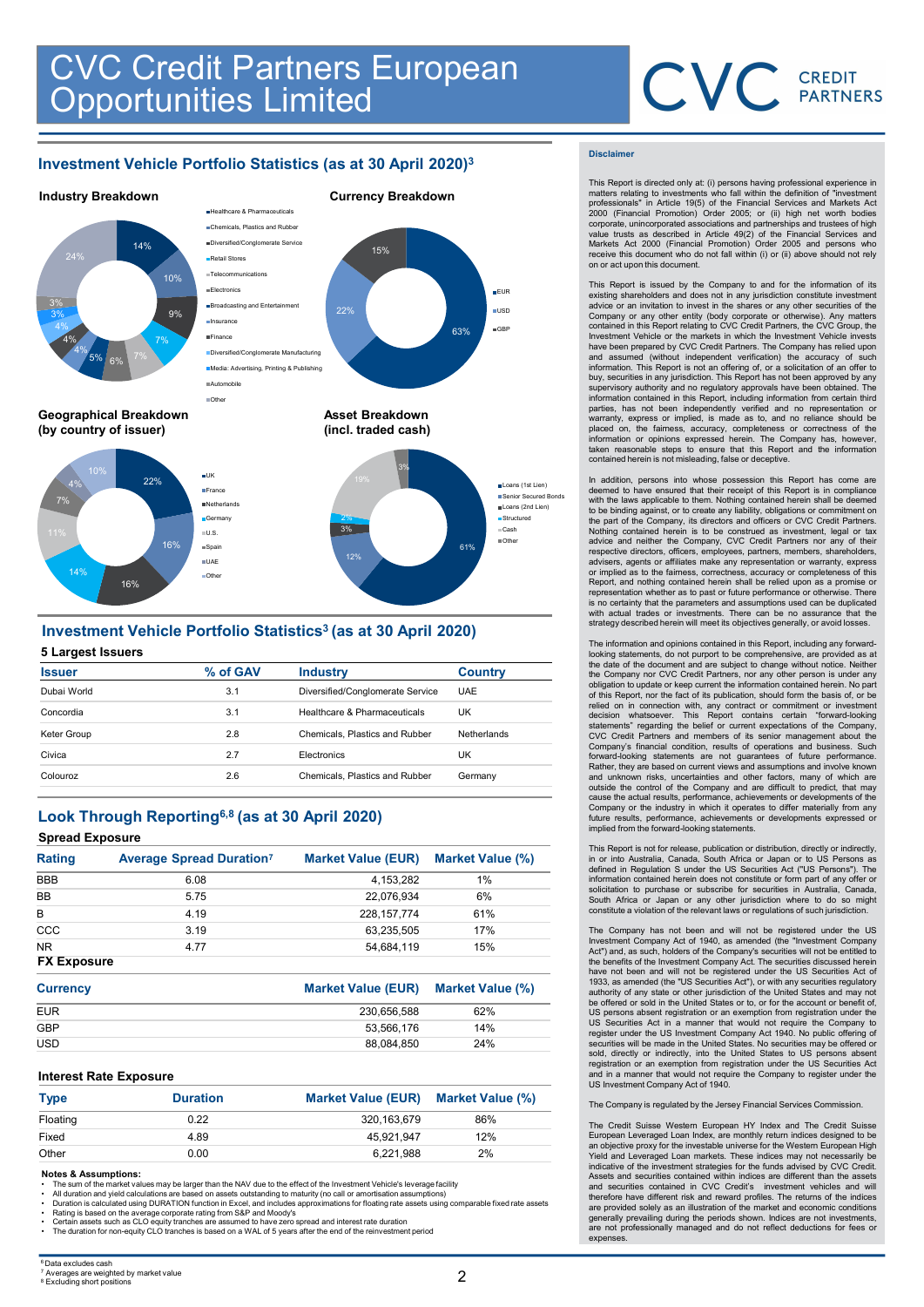# CVC Credit Partners European Opportunities Limited

## Investment Vehicle Portfolio Statistics (as at 30 April 2020)[3]

### Industry Breakdown

14%
10%
9%
7%
7%
6%
5%
4%
4%
4%
3%
3%
24%

- Healthcare & Pharmaceuticals
- Chemicals, Plastics and Rubber
- Diversified/Conglomerate Service
- Retail Stores
- Telecommunications
- Electronics
- Broadcasting and Entertainment
- Insurance
- Finance
- Diversified/Conglomerate Manufacturing
- Media: Advertising, Printing & Publishing
- Automobile
- Other

### Currency Breakdown

63%
22%
15%

- EUR
- USD
- GBP

### Geographical Breakdown (by country of issuer)

22%
16%
16%
14%
11%
7%
4%
10%

- UK
- France
- Netherlands
- Germany
- U.S.
- Spain
- UAE
- Other

### Asset Breakdown (incl. traded cash)

61%
12%
3%
2%
19%
3%

- Loans (1st Lien)
- Senior Secured Bonds
- Loans (2nd Lien)
- Structured
- Cash
- Other

## Investment Vehicle Portfolio Statistics[3] (as at 30 April 2020)

### 5 Largest Issuers

| Issuer | % of GAV | Industry | Country |
|---|---|---|---|
| Dubai World | 3.1 | Diversified/Conglomerate Service | UAE |
| Concordia | 3.1 | Healthcare & Pharmaceuticals | UK |
| Keter Group | 2.8 | Chemicals, Plastics and Rubber | Netherlands |
| Civica | 2.7 | Electronics | UK |
| Colouroz | 2.6 | Chemicals, Plastics and Rubber | Germany |

## Look Through Reporting[6,8] (as at 30 April 2020)

### Spread Exposure

| Rating | Average Spread Duration[7] | Market Value (EUR) | Market Value (%) |
|---|---|---|---|
| BBB | 6.08 | 4,153,282 | 1% |
| BB | 5.75 | 22,076,934 | 6% |
| B | 4.19 | 228,157,774 | 61% |
| CCC | 3.19 | 63,235,505 | 17% |
| NR | 4.77 | 54,684,119 | 15% |

### FX Exposure

| Currency | Market Value (EUR) | Market Value (%) |
|---|---|---|
| EUR | 230,656,588 | 62% |
| GBP | 53,566,176 | 14% |
| USD | 88,084,850 | 24% |

### Interest Rate Exposure

| Type | Duration | Market Value (EUR) | Market Value (%) |
|---|---|---|---|
| Floating | 0.22 | 320,163,679 | 86% |
| Fixed | 4.89 | 45,921,947 | 12% |
| Other | 0.00 | 6,221,988 | 2% |

**Notes & Assumptions:**

- The sum of the market values may be larger than the NAV due to the effect of the Investment Vehicle's leverage facility
- All duration and yield calculations are based on assets outstanding to maturity (no call or amortisation assumptions)
- Duration is calculated using DURATION function in Excel, and includes approximations for floating rate assets using comparable fixed rate assets
- Rating is based on the average corporate rating from S&P and Moody's
- Certain assets such as CLO equity tranches are assumed to have zero spread and interest rate duration
- The duration for non-equity CLO tranches is based on a WAL of 5 years after the end of the reinvestment period

[6] Data excludes cash
[7] Averages are weighted by market value
[8] Excluding short positions

## Disclaimer

This Report is directed only at: (i) persons having professional experience in matters relating to investments who fall within the definition of "investment professionals" in Article 19(5) of the Financial Services and Markets Act 2000 (Financial Promotion) Order 2005; or (ii) high net worth bodies corporate, unincorporated associations and partnerships and trustees of high value trusts as described in Article 49(2) of the Financial Services and Markets Act 2000 (Financial Promotion) Order 2005 and persons who receive this document who do not fall within (i) or (ii) above should not rely on or act upon this document.

This Report is issued by the Company to and for the information of its existing shareholders and does not in any jurisdiction constitute investment advice or an invitation to invest in the shares or any other securities of the Company or any other entity (body corporate or otherwise). Any matters contained in this Report relating to CVC Credit Partners, the CVC Group, the Investment Vehicle or the markets in which the Investment Vehicle invests have been prepared by CVC Credit Partners. The Company has relied upon and assumed (without independent verification) the accuracy of such information. This Report is not an offering of, or a solicitation of an offer to buy, securities in any jurisdiction. This Report has not been approved by any supervisory authority and no regulatory approvals have been obtained. The information contained in this Report, including information from certain third parties, has not been independently verified and no representation or warranty, express or implied, is made as to, and no reliance should be placed on, the fairness, accuracy, completeness or correctness of the information or opinions expressed herein. The Company has, however, taken reasonable steps to ensure that this Report and the information contained herein is not misleading, false or deceptive.

In addition, persons into whose possession this Report has come are deemed to have ensured that their receipt of this Report is in compliance with the laws applicable to them. Nothing contained herein shall be deemed to be binding against, or to create any liability, obligations or commitment on the part of the Company, its directors and officers or CVC Credit Partners. Nothing contained herein is to be construed as investment, legal or tax advice and neither the Company, CVC Credit Partners nor any of their respective directors, officers, employees, partners, members, shareholders, advisers, agents or affiliates make any representation or warranty, express or implied as to the fairness, correctness, accuracy or completeness of this Report, and nothing contained herein shall be relied upon as a promise or representation whether as to past or future performance or otherwise. There is no certainty that the parameters and assumptions used can be duplicated with actual trades or investments. There can be no assurance that the strategy described herein will meet its objectives generally, or avoid losses.

The information and opinions contained in this Report, including any forward-looking statements, do not purport to be comprehensive, are provided as at the date of the document and are subject to change without notice. Neither the Company nor CVC Credit Partners, nor any other person is under any obligation to update or keep current the information contained herein. No part of this Report, nor the fact of its publication, should form the basis of, or be relied on in connection with, any contract or commitment or investment decision whatsoever. This Report contains certain "forward-looking statements" regarding the belief or current expectations of the Company, CVC Credit Partners and members of its senior management about the Company's financial condition, results of operations and business. Such forward-looking statements are not guarantees of future performance. Rather, they are based on current views and assumptions and involve known and unknown risks, uncertainties and other factors, many of which are outside the control of the Company and are difficult to predict, that may cause the actual results, performance, achievements or developments of the Company or the industry in which it operates to differ materially from any future results, performance, achievements or developments expressed or implied from the forward-looking statements.

This Report is not for release, publication or distribution, directly or indirectly, in or into Australia, Canada, South Africa or Japan or to US Persons as defined in Regulation S under the US Securities Act ("US Persons"). The information contained herein does not constitute or form part of any offer or solicitation to purchase or subscribe for securities in Australia, Canada, South Africa or Japan or any other jurisdiction where to do so might constitute a violation of the relevant laws or regulations of such jurisdiction.

The Company has not been and will not be registered under the US Investment Company Act of 1940, as amended (the "Investment Company Act") and, as such, holders of the Company's securities will not be entitled to the benefits of the Investment Company Act. The securities discussed herein have not been and will not be registered under the US Securities Act of 1933, as amended (the "US Securities Act"), or with any securities regulatory authority of any state or other jurisdiction of the United States and may not be offered or sold in the United States or to, or for the account or benefit of, US persons absent registration or an exemption from registration under the US Securities Act in a manner that would not require the Company to register under the US Investment Company Act 1940. No public offering of securities will be made in the United States. No securities may be offered or sold, directly or indirectly, into the United States to US persons absent registration or an exemption from registration under the US Securities Act and in a manner that would not require the Company to register under the US Investment Company Act of 1940.

The Company is regulated by the Jersey Financial Services Commission.

The Credit Suisse Western European HY Index and The Credit Suisse European Leveraged Loan Index, are monthly return indices designed to be an objective proxy for the investable universe for the Western European High Yield and Leveraged Loan markets. These indices may not necessarily be indicative of the investment strategies for the funds advised by CVC Credit. Assets and securities contained within indices are different than the assets and securities contained in CVC Credit's investment vehicles and will therefore have different risk and reward profiles. The returns of the indices are provided solely as an illustration of the market and economic conditions generally prevailing during the periods shown. Indices are not investments, are not professionally managed and do not reflect deductions for fees or expenses.